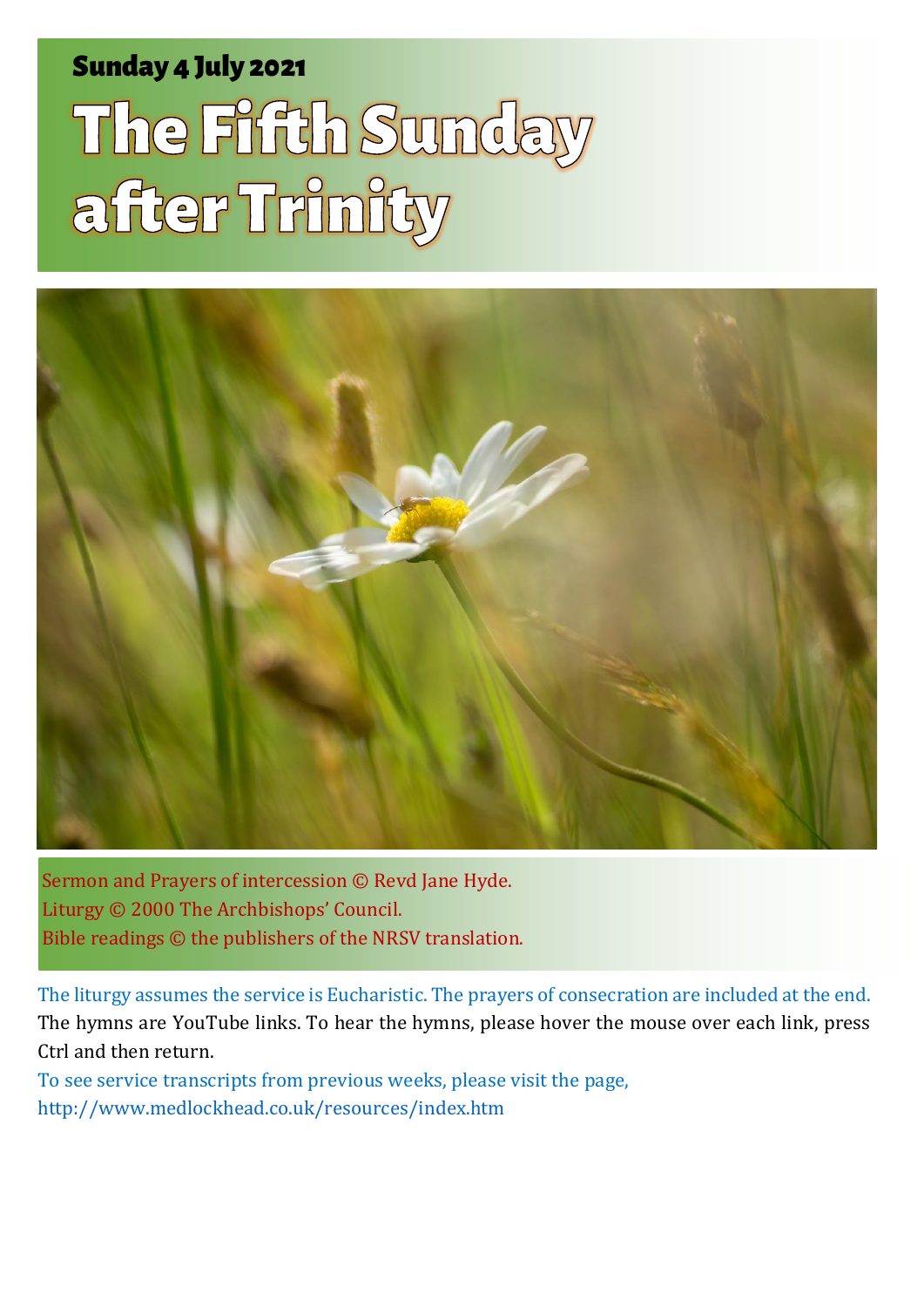Sunday 4 July 2021

# The Fifth Sunday after Trinity

Sermon and Prayers of intercession © Revd Jane Hyde.
Liturgy © 2000 The Archbishops' Council.
Bible readings © the publishers of the NRSV translation.

The liturgy assumes the service is Eucharistic. The prayers of consecration are included at the end.
The hymns are YouTube links. To hear the hymns, please hover the mouse over each link, press Ctrl and then return.
To see service transcripts from previous weeks, please visit the page,
http://www.medlockhead.co.uk/resources/index.htm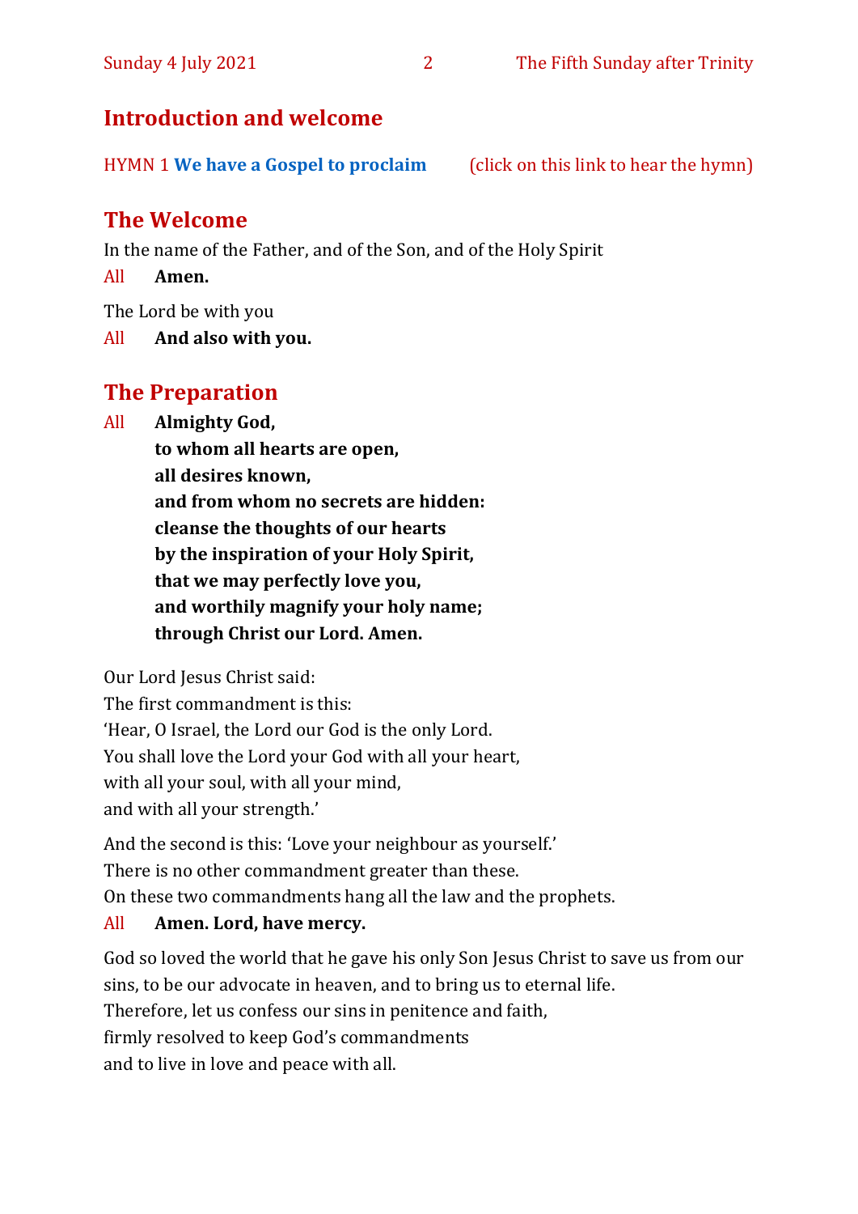## Introduction and welcome

HYMN 1 **We have a Gospel to proclaim** (click on this link to hear the hymn)

## The Welcome

In the name of the Father, and of the Son, and of the Holy Spirit

All **Amen.**

The Lord be with you

All **And also with you.**

## The Preparation

All **Almighty God,**
**to whom all hearts are open,**
**all desires known,**
**and from whom no secrets are hidden:**
**cleanse the thoughts of our hearts**
**by the inspiration of your Holy Spirit,**
**that we may perfectly love you,**
**and worthily magnify your holy name;**
**through Christ our Lord. Amen.**

Our Lord Jesus Christ said:
The first commandment is this:
'Hear, O Israel, the Lord our God is the only Lord.
You shall love the Lord your God with all your heart,
with all your soul, with all your mind,
and with all your strength.'

And the second is this: 'Love your neighbour as yourself.'
There is no other commandment greater than these.
On these two commandments hang all the law and the prophets.

All **Amen. Lord, have mercy.**

God so loved the world that he gave his only Son Jesus Christ to save us from our sins, to be our advocate in heaven, and to bring us to eternal life.
Therefore, let us confess our sins in penitence and faith,
firmly resolved to keep God's commandments
and to live in love and peace with all.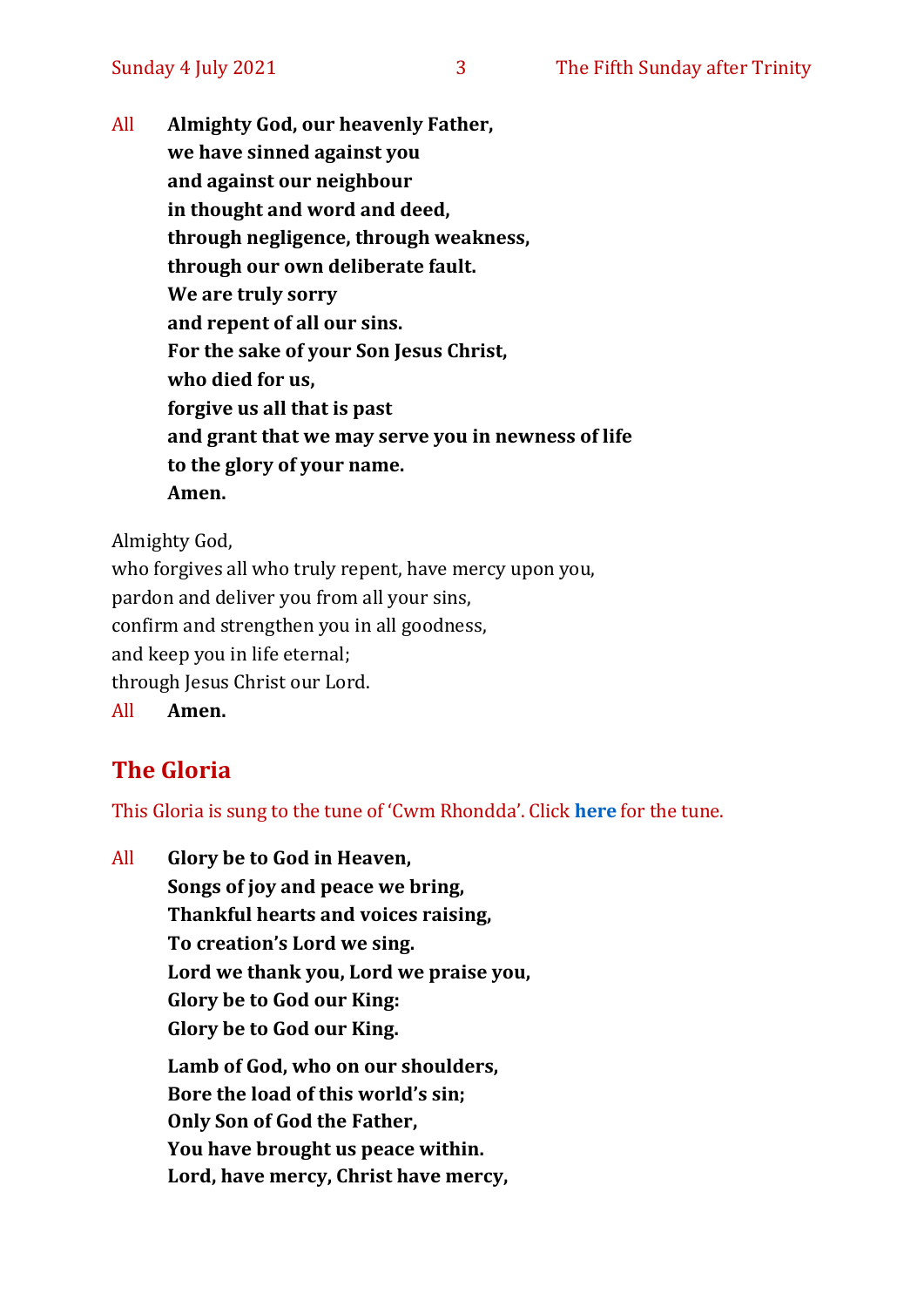All **Almighty God, our heavenly Father,**
**we have sinned against you**
**and against our neighbour**
**in thought and word and deed,**
**through negligence, through weakness,**
**through our own deliberate fault.**
**We are truly sorry**
**and repent of all our sins.**
**For the sake of your Son Jesus Christ,**
**who died for us,**
**forgive us all that is past**
**and grant that we may serve you in newness of life**
**to the glory of your name.**
**Amen.**

Almighty God,
who forgives all who truly repent, have mercy upon you,
pardon and deliver you from all your sins,
confirm and strengthen you in all goodness,
and keep you in life eternal;
through Jesus Christ our Lord.
All **Amen.**

## The Gloria

This Gloria is sung to the tune of 'Cwm Rhondda'. Click **here** for the tune.

All **Glory be to God in Heaven,**
**Songs of joy and peace we bring,**
**Thankful hearts and voices raising,**
**To creation's Lord we sing.**
**Lord we thank you, Lord we praise you,**
**Glory be to God our King:**
**Glory be to God our King.**

**Lamb of God, who on our shoulders,**
**Bore the load of this world's sin;**
**Only Son of God the Father,**
**You have brought us peace within.**
**Lord, have mercy, Christ have mercy,**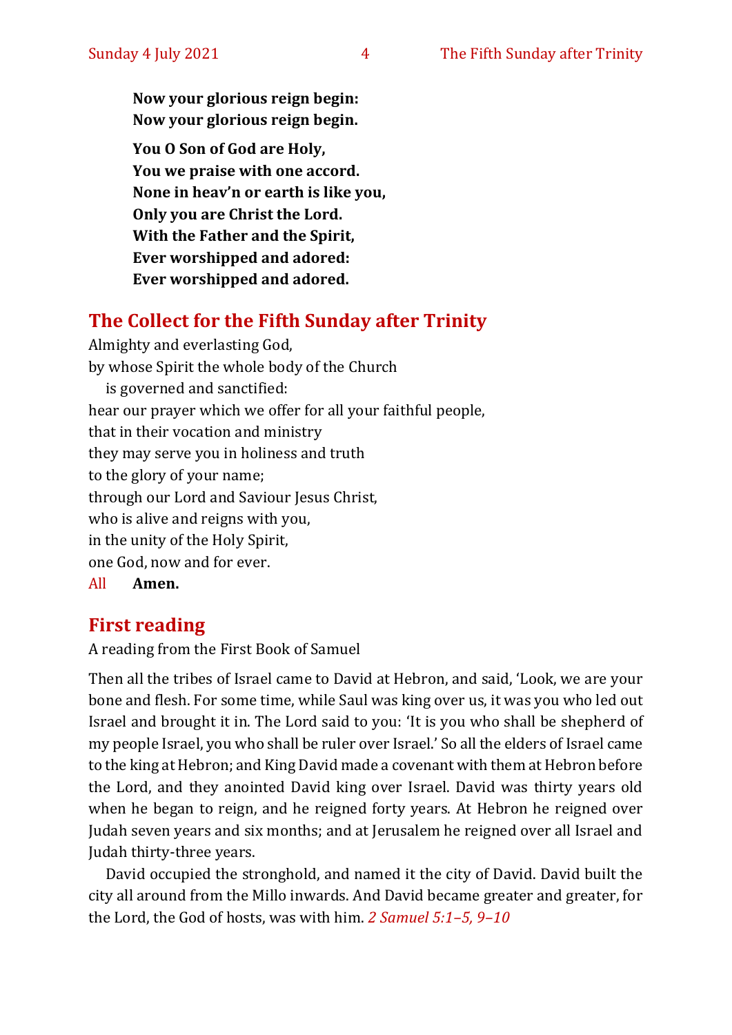**Now your glorious reign begin:**
**Now your glorious reign begin.**

**You O Son of God are Holy,**
**You we praise with one accord.**
**None in heav'n or earth is like you,**
**Only you are Christ the Lord.**
**With the Father and the Spirit,**
**Ever worshipped and adored:**
**Ever worshipped and adored.**

## The Collect for the Fifth Sunday after Trinity

Almighty and everlasting God,
by whose Spirit the whole body of the Church
 is governed and sanctified:
hear our prayer which we offer for all your faithful people,
that in their vocation and ministry
they may serve you in holiness and truth
to the glory of your name;
through our Lord and Saviour Jesus Christ,
who is alive and reigns with you,
in the unity of the Holy Spirit,
one God, now and for ever.
All **Amen.**

## First reading

A reading from the First Book of Samuel

Then all the tribes of Israel came to David at Hebron, and said, 'Look, we are your bone and flesh. For some time, while Saul was king over us, it was you who led out Israel and brought it in. The Lord said to you: 'It is you who shall be shepherd of my people Israel, you who shall be ruler over Israel.' So all the elders of Israel came to the king at Hebron; and King David made a covenant with them at Hebron before the Lord, and they anointed David king over Israel. David was thirty years old when he began to reign, and he reigned forty years. At Hebron he reigned over Judah seven years and six months; and at Jerusalem he reigned over all Israel and Judah thirty-three years.

David occupied the stronghold, and named it the city of David. David built the city all around from the Millo inwards. And David became greater and greater, for the Lord, the God of hosts, was with him. *2 Samuel 5:1–5, 9–10*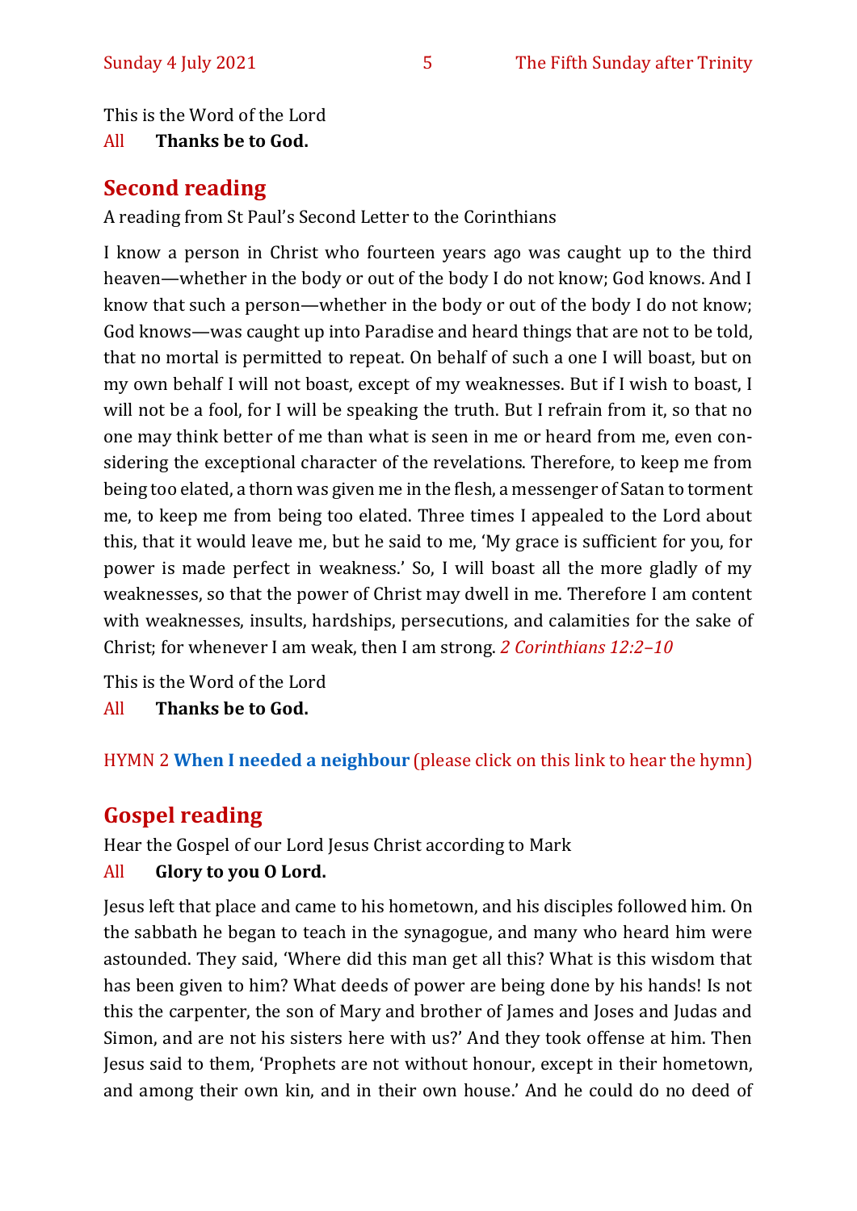This is the Word of the Lord

All **Thanks be to God.**

## Second reading

A reading from St Paul's Second Letter to the Corinthians

I know a person in Christ who fourteen years ago was caught up to the third heaven—whether in the body or out of the body I do not know; God knows. And I know that such a person—whether in the body or out of the body I do not know; God knows—was caught up into Paradise and heard things that are not to be told, that no mortal is permitted to repeat. On behalf of such a one I will boast, but on my own behalf I will not boast, except of my weaknesses. But if I wish to boast, I will not be a fool, for I will be speaking the truth. But I refrain from it, so that no one may think better of me than what is seen in me or heard from me, even considering the exceptional character of the revelations. Therefore, to keep me from being too elated, a thorn was given me in the flesh, a messenger of Satan to torment me, to keep me from being too elated. Three times I appealed to the Lord about this, that it would leave me, but he said to me, 'My grace is sufficient for you, for power is made perfect in weakness.' So, I will boast all the more gladly of my weaknesses, so that the power of Christ may dwell in me. Therefore I am content with weaknesses, insults, hardships, persecutions, and calamities for the sake of Christ; for whenever I am weak, then I am strong. *2 Corinthians 12:2–10*

This is the Word of the Lord

All **Thanks be to God.**

HYMN 2 **When I needed a neighbour** (please click on this link to hear the hymn)

## Gospel reading

Hear the Gospel of our Lord Jesus Christ according to Mark

All **Glory to you O Lord.**

Jesus left that place and came to his hometown, and his disciples followed him. On the sabbath he began to teach in the synagogue, and many who heard him were astounded. They said, 'Where did this man get all this? What is this wisdom that has been given to him? What deeds of power are being done by his hands! Is not this the carpenter, the son of Mary and brother of James and Joses and Judas and Simon, and are not his sisters here with us?' And they took offense at him. Then Jesus said to them, 'Prophets are not without honour, except in their hometown, and among their own kin, and in their own house.' And he could do no deed of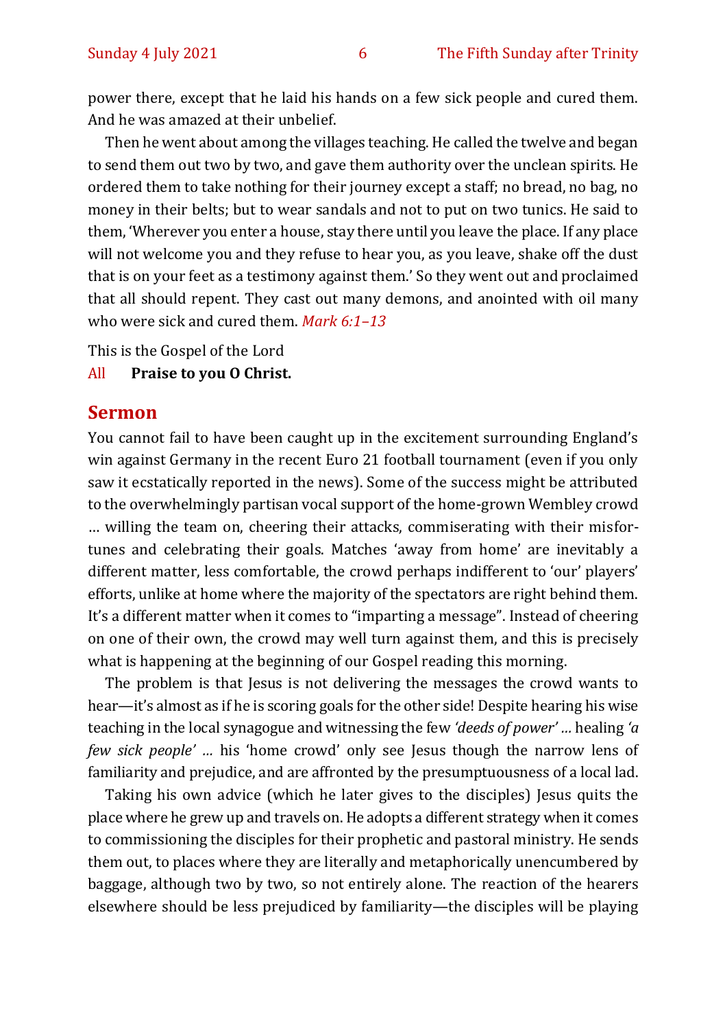power there, except that he laid his hands on a few sick people and cured them. And he was amazed at their unbelief.

Then he went about among the villages teaching. He called the twelve and began to send them out two by two, and gave them authority over the unclean spirits. He ordered them to take nothing for their journey except a staff; no bread, no bag, no money in their belts; but to wear sandals and not to put on two tunics. He said to them, 'Wherever you enter a house, stay there until you leave the place. If any place will not welcome you and they refuse to hear you, as you leave, shake off the dust that is on your feet as a testimony against them.' So they went out and proclaimed that all should repent. They cast out many demons, and anointed with oil many who were sick and cured them. *Mark 6:1–13*

This is the Gospel of the Lord

All **Praise to you O Christ.**

## Sermon

You cannot fail to have been caught up in the excitement surrounding England's win against Germany in the recent Euro 21 football tournament (even if you only saw it ecstatically reported in the news). Some of the success might be attributed to the overwhelmingly partisan vocal support of the home-grown Wembley crowd … willing the team on, cheering their attacks, commiserating with their misfortunes and celebrating their goals. Matches 'away from home' are inevitably a different matter, less comfortable, the crowd perhaps indifferent to 'our' players' efforts, unlike at home where the majority of the spectators are right behind them. It's a different matter when it comes to "imparting a message". Instead of cheering on one of their own, the crowd may well turn against them, and this is precisely what is happening at the beginning of our Gospel reading this morning.

The problem is that Jesus is not delivering the messages the crowd wants to hear—it's almost as if he is scoring goals for the other side! Despite hearing his wise teaching in the local synagogue and witnessing the few *'deeds of power' …* healing *'a few sick people' …* his 'home crowd' only see Jesus though the narrow lens of familiarity and prejudice, and are affronted by the presumptuousness of a local lad.

Taking his own advice (which he later gives to the disciples) Jesus quits the place where he grew up and travels on. He adopts a different strategy when it comes to commissioning the disciples for their prophetic and pastoral ministry. He sends them out, to places where they are literally and metaphorically unencumbered by baggage, although two by two, so not entirely alone. The reaction of the hearers elsewhere should be less prejudiced by familiarity—the disciples will be playing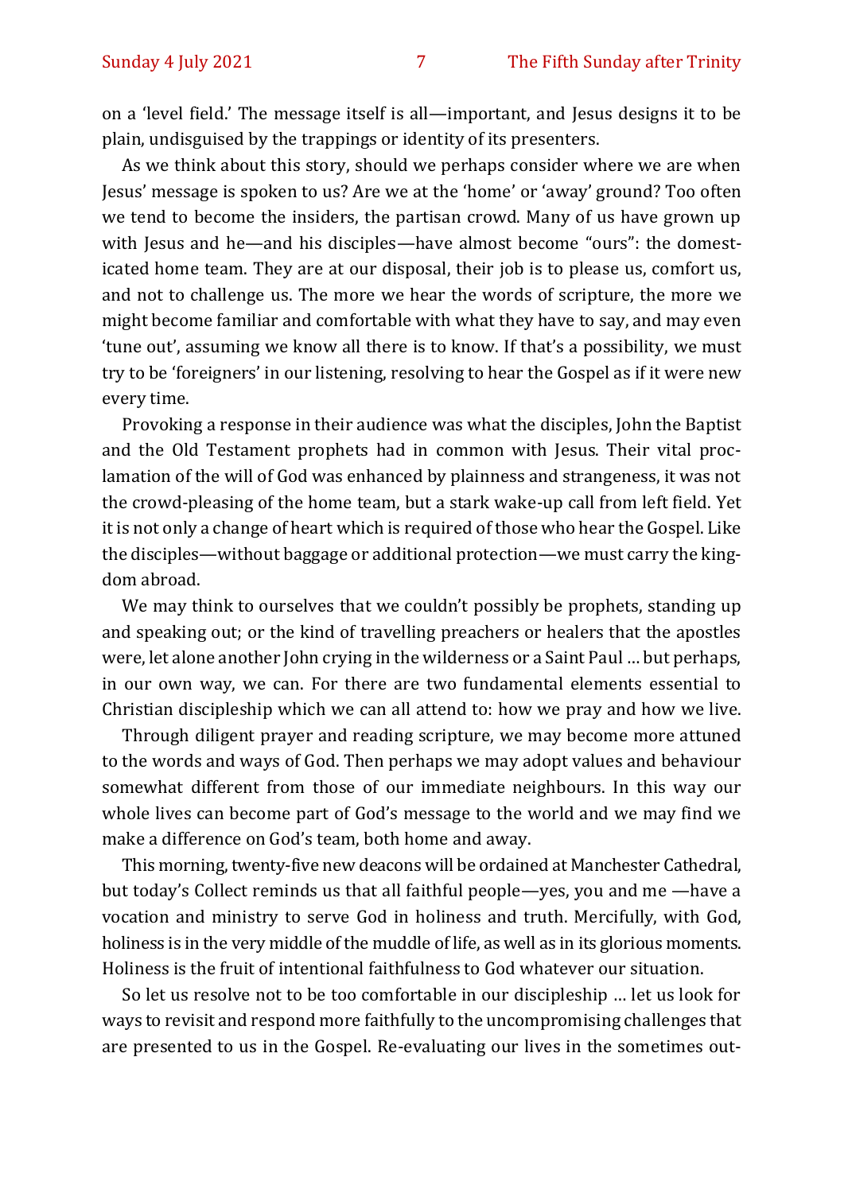on a 'level field.' The message itself is all—important, and Jesus designs it to be plain, undisguised by the trappings or identity of its presenters.

As we think about this story, should we perhaps consider where we are when Jesus' message is spoken to us? Are we at the 'home' or 'away' ground? Too often we tend to become the insiders, the partisan crowd. Many of us have grown up with Jesus and he—and his disciples—have almost become "ours": the domesticated home team. They are at our disposal, their job is to please us, comfort us, and not to challenge us. The more we hear the words of scripture, the more we might become familiar and comfortable with what they have to say, and may even 'tune out', assuming we know all there is to know. If that's a possibility, we must try to be 'foreigners' in our listening, resolving to hear the Gospel as if it were new every time.

Provoking a response in their audience was what the disciples, John the Baptist and the Old Testament prophets had in common with Jesus. Their vital proclamation of the will of God was enhanced by plainness and strangeness, it was not the crowd-pleasing of the home team, but a stark wake-up call from left field. Yet it is not only a change of heart which is required of those who hear the Gospel. Like the disciples—without baggage or additional protection—we must carry the kingdom abroad.

We may think to ourselves that we couldn't possibly be prophets, standing up and speaking out; or the kind of travelling preachers or healers that the apostles were, let alone another John crying in the wilderness or a Saint Paul … but perhaps, in our own way, we can. For there are two fundamental elements essential to Christian discipleship which we can all attend to: how we pray and how we live.

Through diligent prayer and reading scripture, we may become more attuned to the words and ways of God. Then perhaps we may adopt values and behaviour somewhat different from those of our immediate neighbours. In this way our whole lives can become part of God's message to the world and we may find we make a difference on God's team, both home and away.

This morning, twenty-five new deacons will be ordained at Manchester Cathedral, but today's Collect reminds us that all faithful people—yes, you and me —have a vocation and ministry to serve God in holiness and truth. Mercifully, with God, holiness is in the very middle of the muddle of life, as well as in its glorious moments. Holiness is the fruit of intentional faithfulness to God whatever our situation.

So let us resolve not to be too comfortable in our discipleship … let us look for ways to revisit and respond more faithfully to the uncompromising challenges that are presented to us in the Gospel. Re-evaluating our lives in the sometimes out-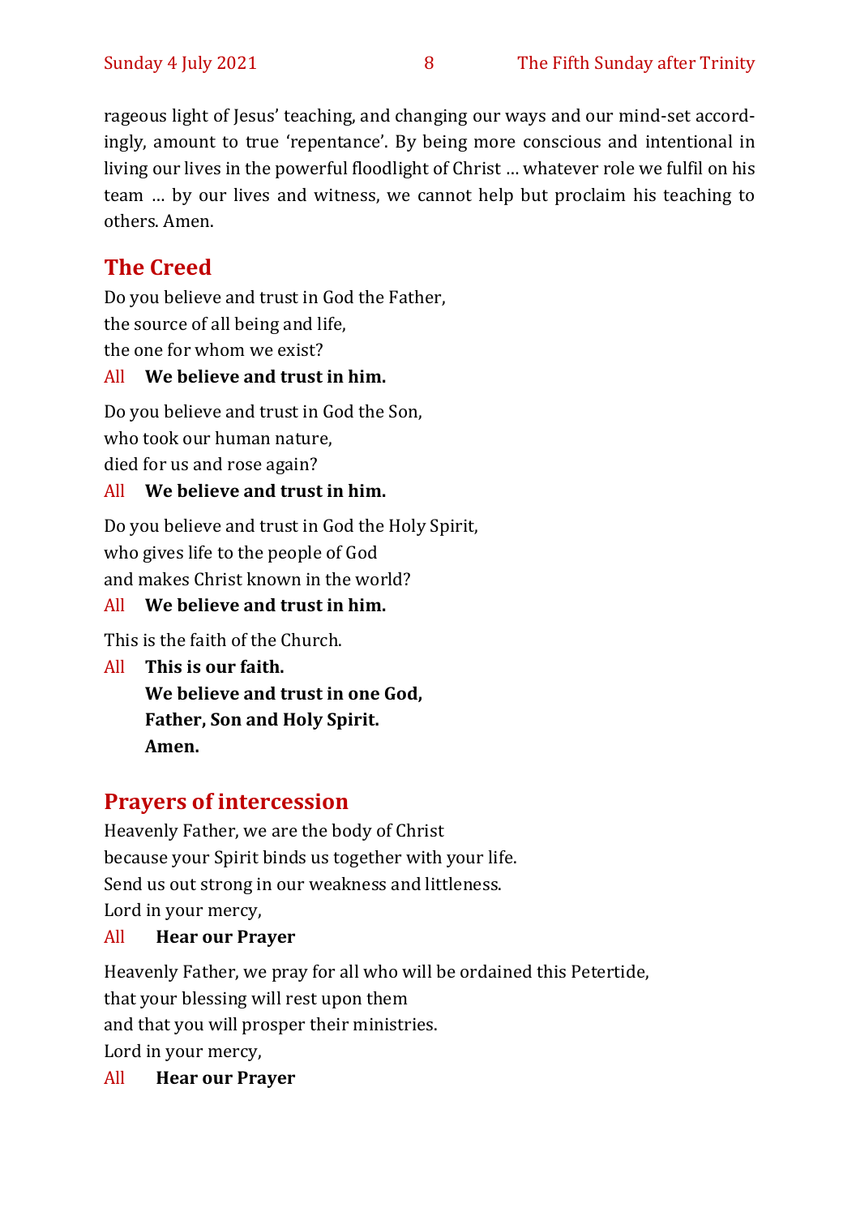rageous light of Jesus' teaching, and changing our ways and our mind-set accordingly, amount to true 'repentance'. By being more conscious and intentional in living our lives in the powerful floodlight of Christ … whatever role we fulfil on his team … by our lives and witness, we cannot help but proclaim his teaching to others. Amen.

## The Creed

Do you believe and trust in God the Father,
the source of all being and life,
the one for whom we exist?

All **We believe and trust in him.**

Do you believe and trust in God the Son,
who took our human nature,
died for us and rose again?

All **We believe and trust in him.**

Do you believe and trust in God the Holy Spirit,
who gives life to the people of God
and makes Christ known in the world?

All **We believe and trust in him.**

This is the faith of the Church.

All **This is our faith.**
**We believe and trust in one God,**
**Father, Son and Holy Spirit.**
**Amen.**

## Prayers of intercession

Heavenly Father, we are the body of Christ
because your Spirit binds us together with your life.
Send us out strong in our weakness and littleness.
Lord in your mercy,

All **Hear our Prayer**

Heavenly Father, we pray for all who will be ordained this Petertide,
that your blessing will rest upon them
and that you will prosper their ministries.
Lord in your mercy,

All **Hear our Prayer**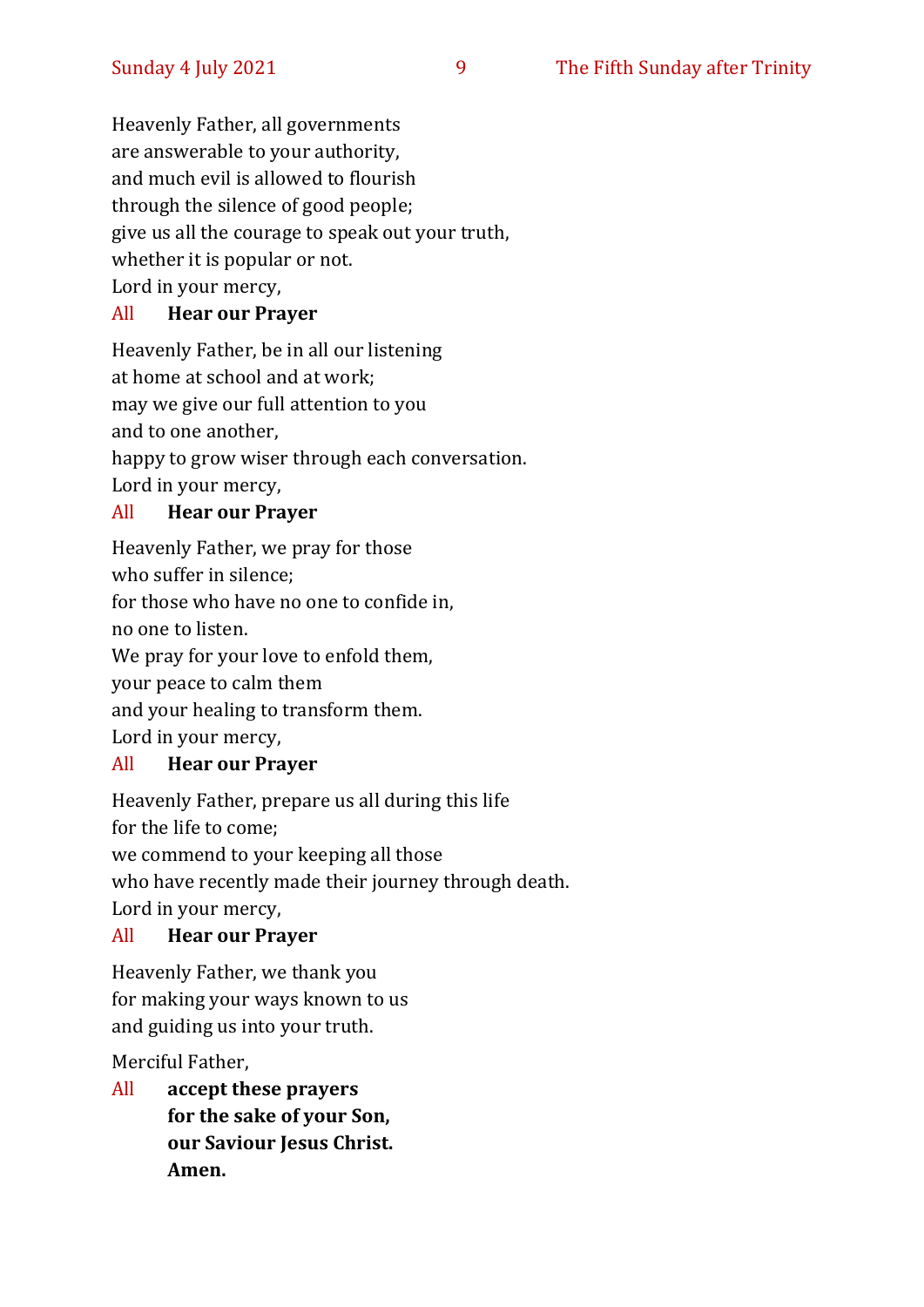Heavenly Father, all governments  
are answerable to your authority,  
and much evil is allowed to flourish  
through the silence of good people;  
give us all the courage to speak out your truth,  
whether it is popular or not.  
Lord in your mercy,

All **Hear our Prayer**

Heavenly Father, be in all our listening  
at home at school and at work;  
may we give our full attention to you  
and to one another,  
happy to grow wiser through each conversation.  
Lord in your mercy,

All **Hear our Prayer**

Heavenly Father, we pray for those  
who suffer in silence;  
for those who have no one to confide in,  
no one to listen.  
We pray for your love to enfold them,  
your peace to calm them  
and your healing to transform them.  
Lord in your mercy,

All **Hear our Prayer**

Heavenly Father, prepare us all during this life  
for the life to come;  
we commend to your keeping all those  
who have recently made their journey through death.  
Lord in your mercy,

All **Hear our Prayer**

Heavenly Father, we thank you  
for making your ways known to us  
and guiding us into your truth.

Merciful Father,

All **accept these prayers**  
**for the sake of your Son,**  
**our Saviour Jesus Christ.**  
**Amen.**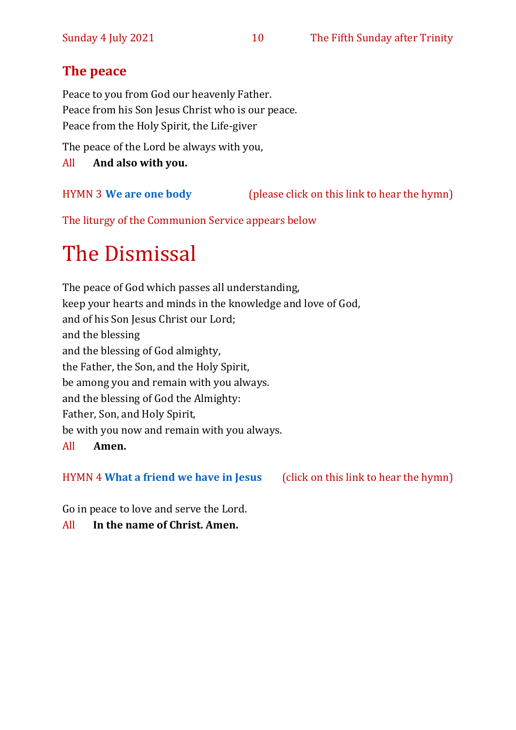## The peace

Peace to you from God our heavenly Father.
Peace from his Son Jesus Christ who is our peace.
Peace from the Holy Spirit, the Life-giver

The peace of the Lord be always with you,

All **And also with you.**

HYMN 3 **We are one body** (please click on this link to hear the hymn)

The liturgy of the Communion Service appears below

# The Dismissal

The peace of God which passes all understanding,
keep your hearts and minds in the knowledge and love of God,
and of his Son Jesus Christ our Lord;
and the blessing
and the blessing of God almighty,
the Father, the Son, and the Holy Spirit,
be among you and remain with you always.
and the blessing of God the Almighty:
Father, Son, and Holy Spirit,
be with you now and remain with you always.

All **Amen.**

HYMN 4 **What a friend we have in Jesus** (click on this link to hear the hymn)

Go in peace to love and serve the Lord.

All **In the name of Christ. Amen.**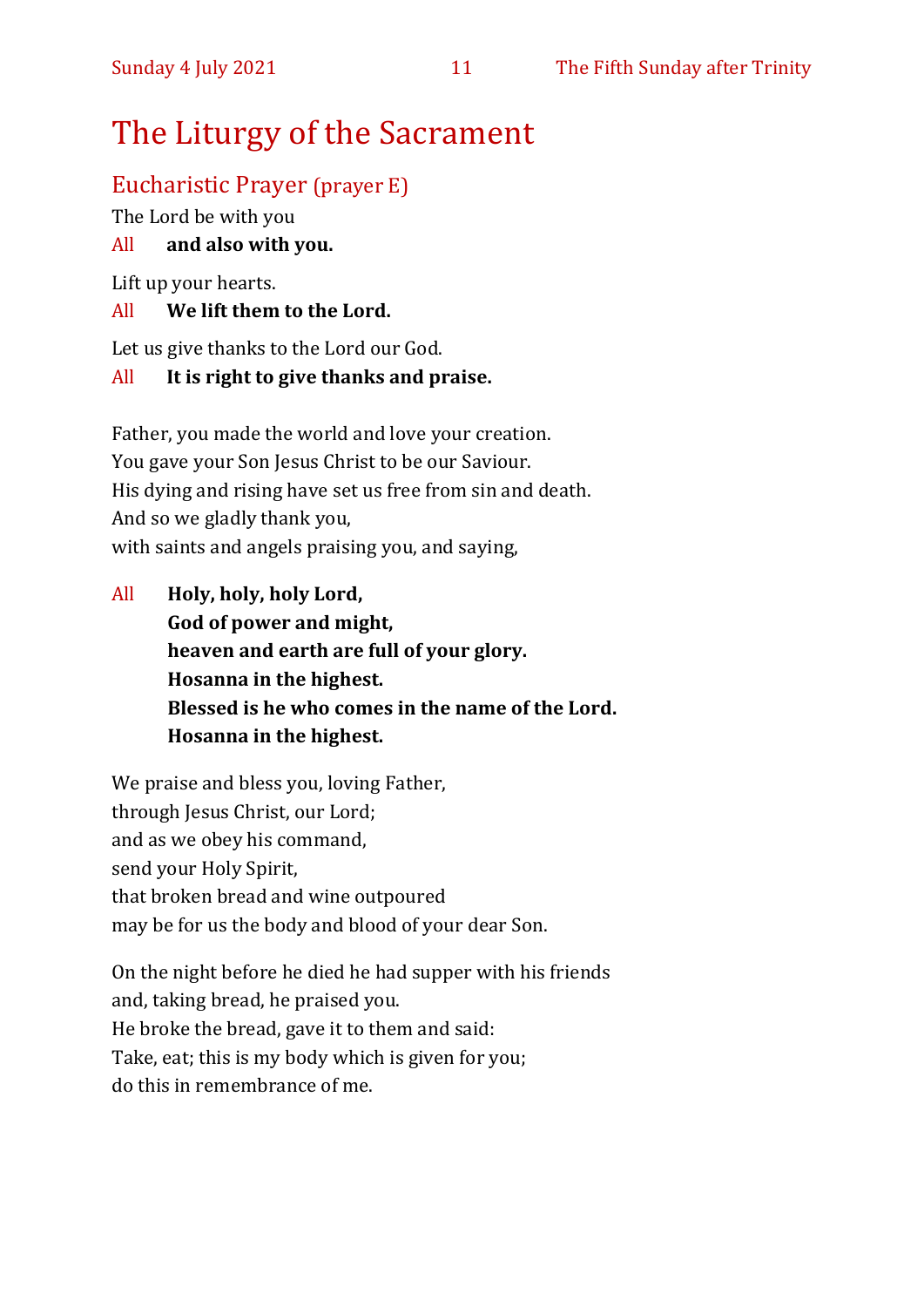# The Liturgy of the Sacrament

## Eucharistic Prayer (prayer E)

The Lord be with you

All **and also with you.**

Lift up your hearts.

All **We lift them to the Lord.**

Let us give thanks to the Lord our God.

All **It is right to give thanks and praise.**

Father, you made the world and love your creation.
You gave your Son Jesus Christ to be our Saviour.
His dying and rising have set us free from sin and death.
And so we gladly thank you,
with saints and angels praising you, and saying,

All **Holy, holy, holy Lord,**
**God of power and might,**
**heaven and earth are full of your glory.**
**Hosanna in the highest.**
**Blessed is he who comes in the name of the Lord.**
**Hosanna in the highest.**

We praise and bless you, loving Father,
through Jesus Christ, our Lord;
and as we obey his command,
send your Holy Spirit,
that broken bread and wine outpoured
may be for us the body and blood of your dear Son.

On the night before he died he had supper with his friends
and, taking bread, he praised you.
He broke the bread, gave it to them and said:
Take, eat; this is my body which is given for you;
do this in remembrance of me.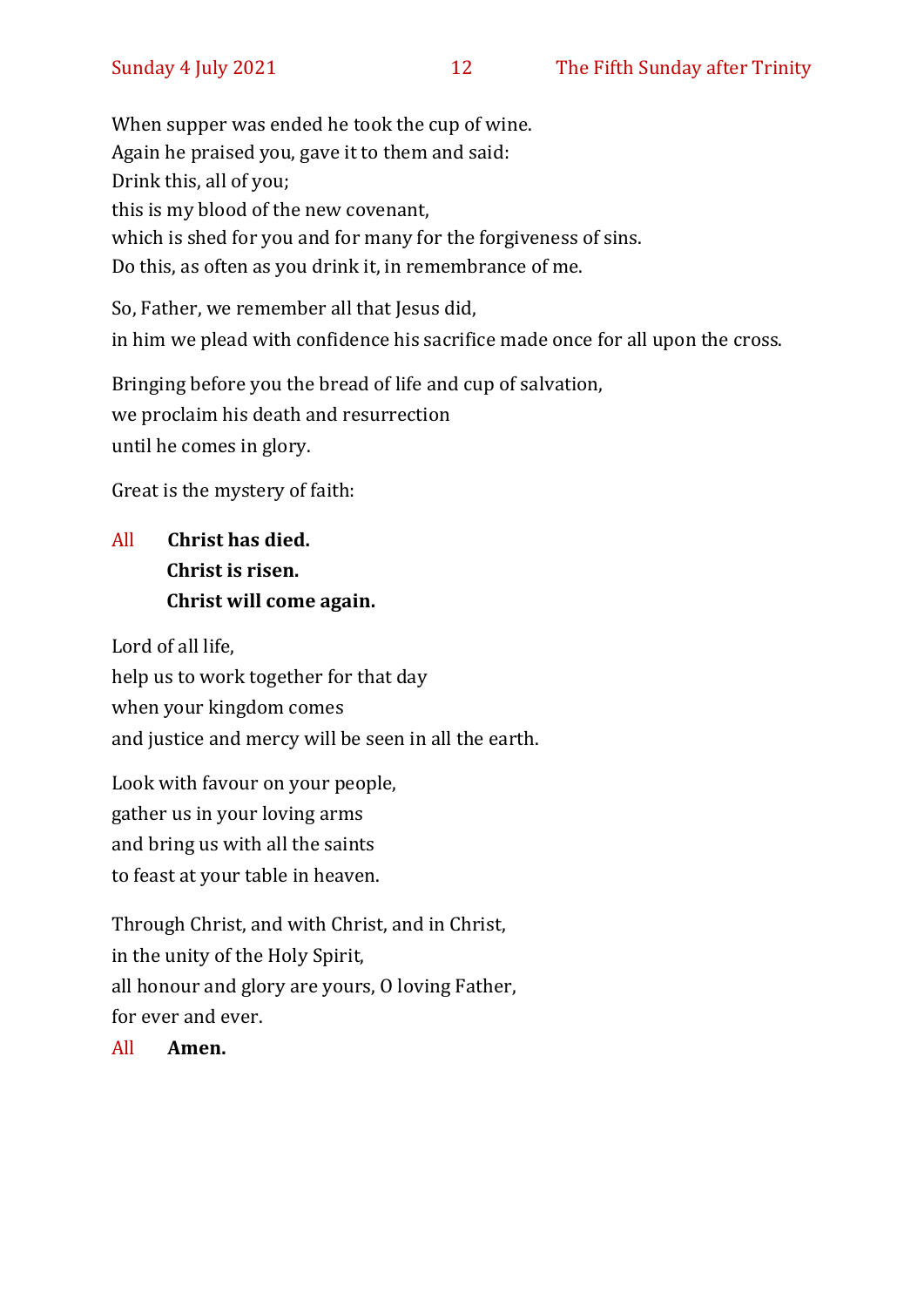When supper was ended he took the cup of wine.  
Again he praised you, gave it to them and said:  
Drink this, all of you;  
this is my blood of the new covenant,  
which is shed for you and for many for the forgiveness of sins.  
Do this, as often as you drink it, in remembrance of me.

So, Father, we remember all that Jesus did,  
in him we plead with confidence his sacrifice made once for all upon the cross.

Bringing before you the bread of life and cup of salvation,  
we proclaim his death and resurrection  
until he comes in glory.

Great is the mystery of faith:

All **Christ has died.**  
**Christ is risen.**  
**Christ will come again.**

Lord of all life,  
help us to work together for that day  
when your kingdom comes  
and justice and mercy will be seen in all the earth.

Look with favour on your people,  
gather us in your loving arms  
and bring us with all the saints  
to feast at your table in heaven.

Through Christ, and with Christ, and in Christ,  
in the unity of the Holy Spirit,  
all honour and glory are yours, O loving Father,  
for ever and ever.

All **Amen.**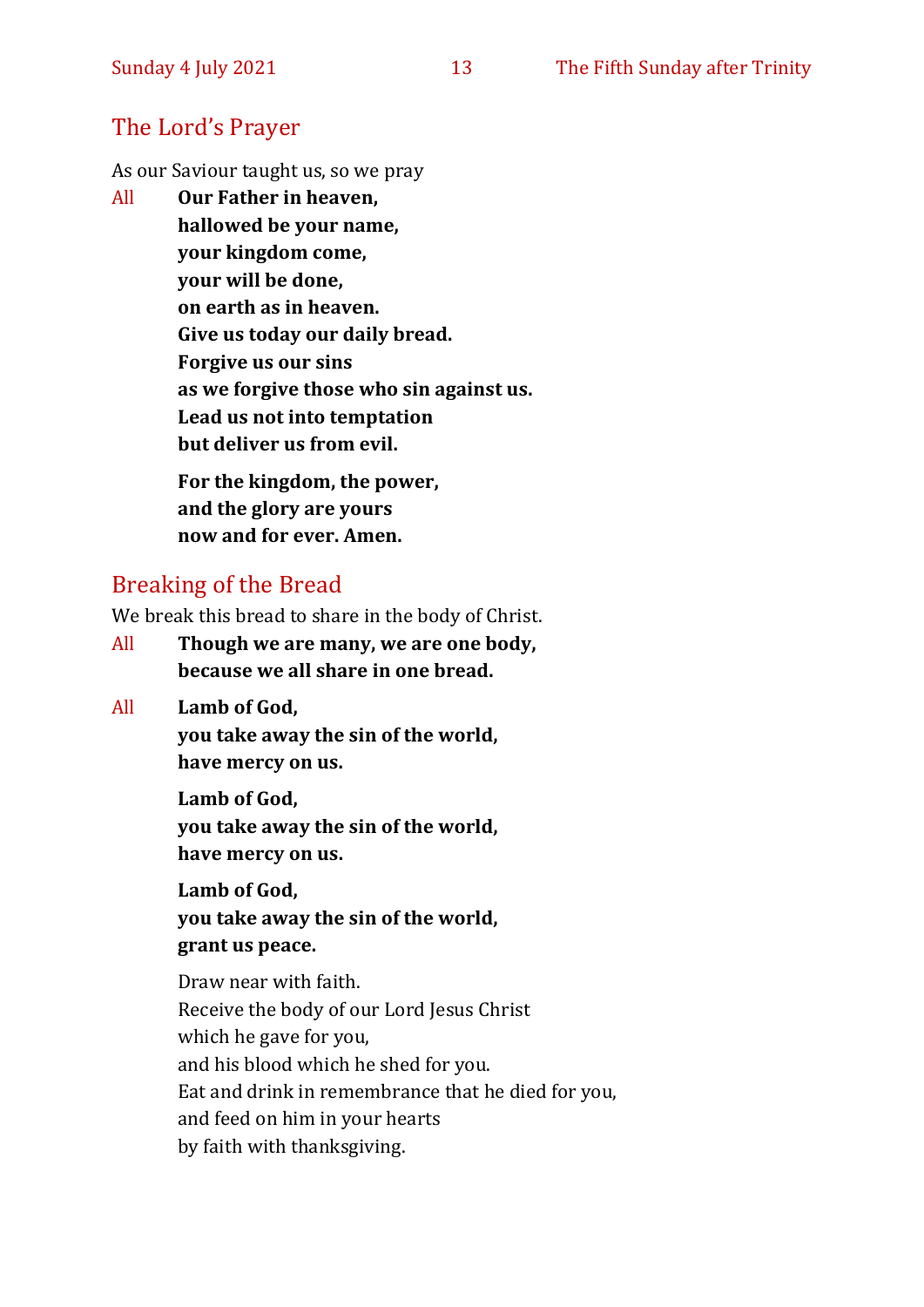## The Lord's Prayer

As our Saviour taught us, so we pray

All **Our Father in heaven,**
**hallowed be your name,**
**your kingdom come,**
**your will be done,**
**on earth as in heaven.**
**Give us today our daily bread.**
**Forgive us our sins**
**as we forgive those who sin against us.**
**Lead us not into temptation**
**but deliver us from evil.**

**For the kingdom, the power,**
**and the glory are yours**
**now and for ever. Amen.**

## Breaking of the Bread

We break this bread to share in the body of Christ.

All **Though we are many, we are one body,**
**because we all share in one bread.**

All **Lamb of God,**
**you take away the sin of the world,**
**have mercy on us.**

**Lamb of God,**
**you take away the sin of the world,**
**have mercy on us.**

**Lamb of God,**
**you take away the sin of the world,**
**grant us peace.**

Draw near with faith.
Receive the body of our Lord Jesus Christ
which he gave for you,
and his blood which he shed for you.
Eat and drink in remembrance that he died for you,
and feed on him in your hearts
by faith with thanksgiving.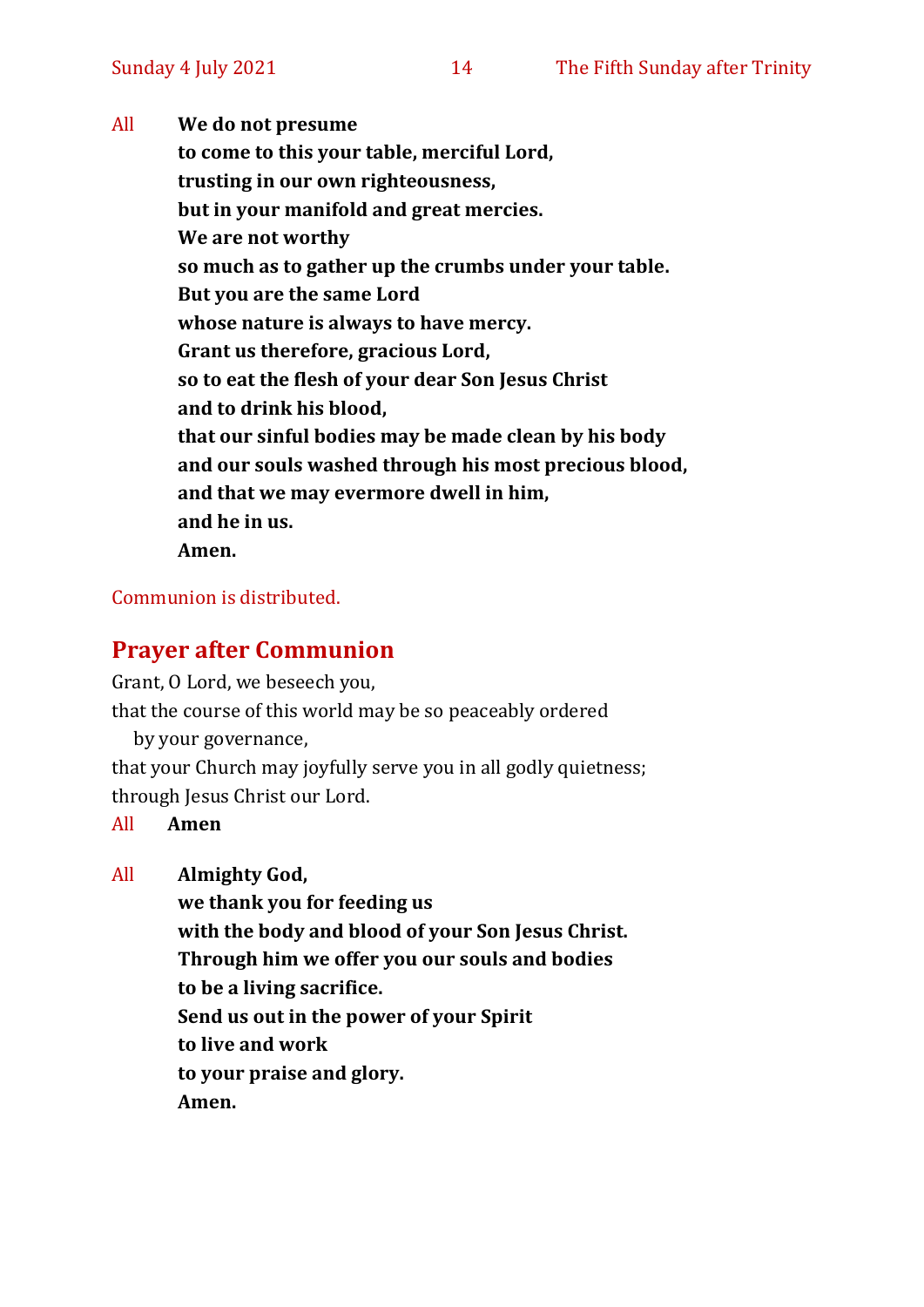All **We do not presume**
**to come to this your table, merciful Lord,**
**trusting in our own righteousness,**
**but in your manifold and great mercies.**
**We are not worthy**
**so much as to gather up the crumbs under your table.**
**But you are the same Lord**
**whose nature is always to have mercy.**
**Grant us therefore, gracious Lord,**
**so to eat the flesh of your dear Son Jesus Christ**
**and to drink his blood,**
**that our sinful bodies may be made clean by his body**
**and our souls washed through his most precious blood,**
**and that we may evermore dwell in him,**
**and he in us.**
**Amen.**

Communion is distributed.

## Prayer after Communion

Grant, O Lord, we beseech you,
that the course of this world may be so peaceably ordered
by your governance,
that your Church may joyfully serve you in all godly quietness;
through Jesus Christ our Lord.

All **Amen**

All **Almighty God,**
**we thank you for feeding us**
**with the body and blood of your Son Jesus Christ.**
**Through him we offer you our souls and bodies**
**to be a living sacrifice.**
**Send us out in the power of your Spirit**
**to live and work**
**to your praise and glory.**
**Amen.**